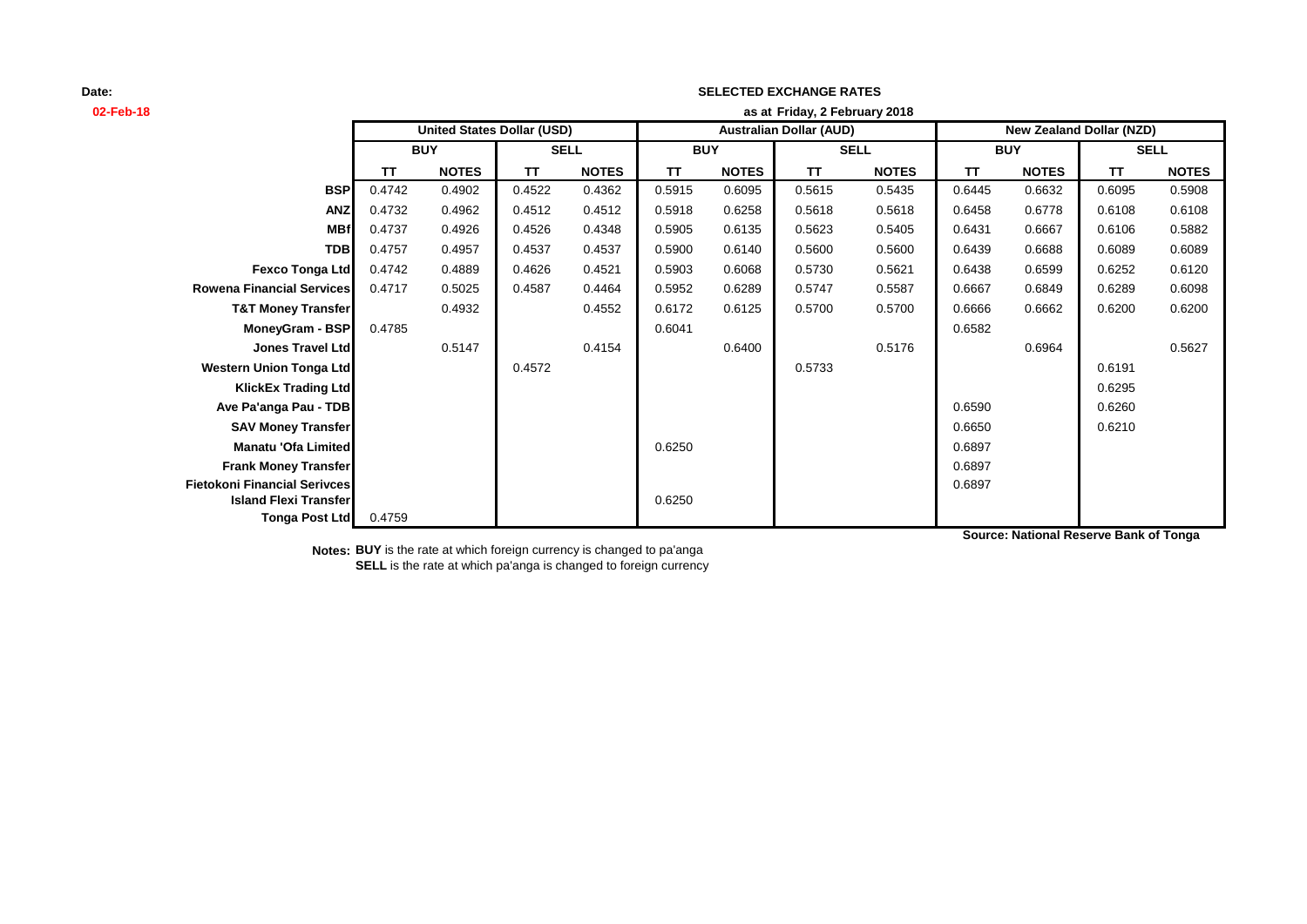**Date:**
**02-Feb-18**

**SELECTED EXCHANGE RATES**

**as at Friday, 2 February 2018**

| | United States Dollar (USD) | | | | Australian Dollar (AUD) | | | | New Zealand Dollar (NZD) | | | |
|---|---|---|---|---|---|---|---|---|---|---|---|---|
| | BUY | | SELL | | BUY | | SELL | | BUY | | SELL | |
| | TT | NOTES | TT | NOTES | TT | NOTES | TT | NOTES | TT | NOTES | TT | NOTES |
| **BSP** | 0.4742 | 0.4902 | 0.4522 | 0.4362 | 0.5915 | 0.6095 | 0.5615 | 0.5435 | 0.6445 | 0.6632 | 0.6095 | 0.5908 |
| **ANZ** | 0.4732 | 0.4962 | 0.4512 | 0.4512 | 0.5918 | 0.6258 | 0.5618 | 0.5618 | 0.6458 | 0.6778 | 0.6108 | 0.6108 |
| **MBf** | 0.4737 | 0.4926 | 0.4526 | 0.4348 | 0.5905 | 0.6135 | 0.5623 | 0.5405 | 0.6431 | 0.6667 | 0.6106 | 0.5882 |
| **TDB** | 0.4757 | 0.4957 | 0.4537 | 0.4537 | 0.5900 | 0.6140 | 0.5600 | 0.5600 | 0.6439 | 0.6688 | 0.6089 | 0.6089 |
| **Fexco Tonga Ltd** | 0.4742 | 0.4889 | 0.4626 | 0.4521 | 0.5903 | 0.6068 | 0.5730 | 0.5621 | 0.6438 | 0.6599 | 0.6252 | 0.6120 |
| **Rowena Financial Services** | 0.4717 | 0.5025 | 0.4587 | 0.4464 | 0.5952 | 0.6289 | 0.5747 | 0.5587 | 0.6667 | 0.6849 | 0.6289 | 0.6098 |
| **T&T Money Transfer** | | 0.4932 | | 0.4552 | 0.6172 | 0.6125 | 0.5700 | 0.5700 | 0.6666 | 0.6662 | 0.6200 | 0.6200 |
| **MoneyGram - BSP** | 0.4785 | | | | 0.6041 | | | | 0.6582 | | | |
| **Jones Travel Ltd** | | 0.5147 | | 0.4154 | | 0.6400 | | 0.5176 | | 0.6964 | | 0.5627 |
| **Western Union Tonga Ltd** | | | 0.4572 | | | | 0.5733 | | | | 0.6191 | |
| **KlickEx Trading Ltd** | | | | | | | | | | | 0.6295 | |
| **Ave Pa'anga Pau - TDB** | | | | | | | | | 0.6590 | | 0.6260 | |
| **SAV Money Transfer** | | | | | | | | | 0.6650 | | 0.6210 | |
| **Manatu 'Ofa Limited** | | | | | 0.6250 | | | | 0.6897 | | | |
| **Frank Money Transfer** | | | | | | | | | 0.6897 | | | |
| **Fietokoni Financial Serivces** | | | | | | | | | 0.6897 | | | |
| **Island Flexi Transfer** | | | | | 0.6250 | | | | | | | |
| **Tonga Post Ltd** | 0.4759 | | | | | | | | | | | |

**Source: National Reserve Bank of Tonga**

**Notes: BUY** is the rate at which foreign currency is changed to pa'anga
**SELL** is the rate at which pa'anga is changed to foreign currency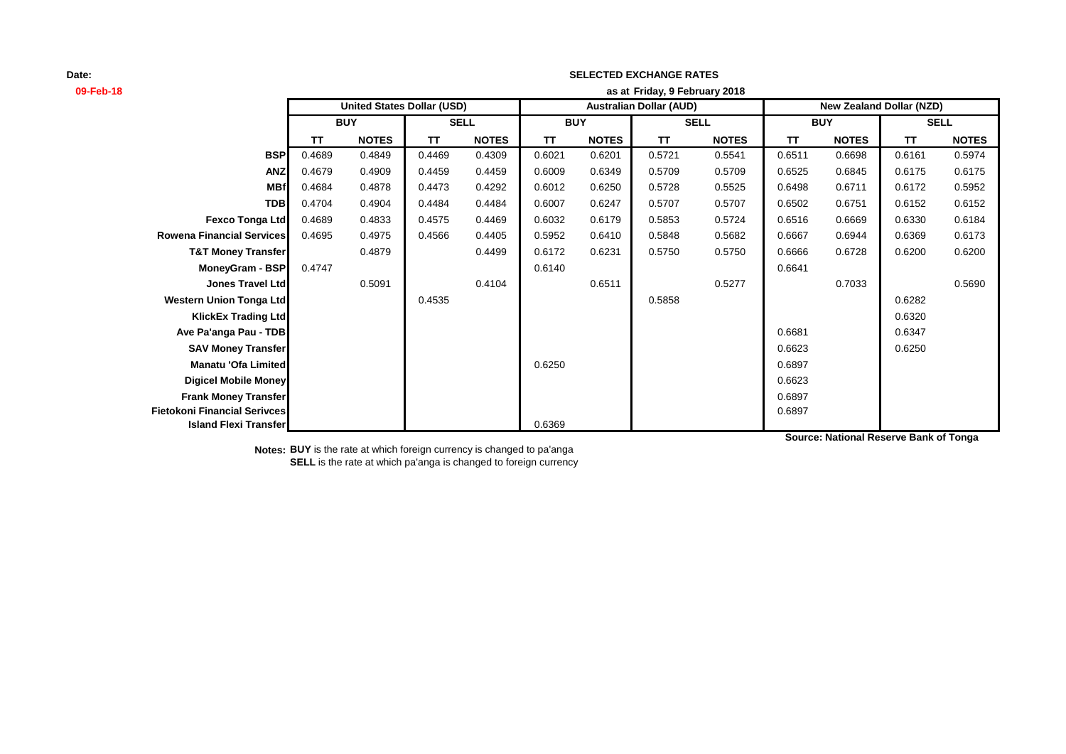**Date:**
**09-Feb-18**

**SELECTED EXCHANGE RATES**
**as at Friday, 9 February 2018**

| | United States Dollar (USD) | | | | Australian Dollar (AUD) | | | | New Zealand Dollar (NZD) | | | |
|---|---|---|---|---|---|---|---|---|---|---|---|---|
| | BUY | | SELL | | BUY | | SELL | | BUY | | SELL | |
| | TT | NOTES | TT | NOTES | TT | NOTES | TT | NOTES | TT | NOTES | TT | NOTES |
| **BSP** | 0.4689 | 0.4849 | 0.4469 | 0.4309 | 0.6021 | 0.6201 | 0.5721 | 0.5541 | 0.6511 | 0.6698 | 0.6161 | 0.5974 |
| **ANZ** | 0.4679 | 0.4909 | 0.4459 | 0.4459 | 0.6009 | 0.6349 | 0.5709 | 0.5709 | 0.6525 | 0.6845 | 0.6175 | 0.6175 |
| **MBf** | 0.4684 | 0.4878 | 0.4473 | 0.4292 | 0.6012 | 0.6250 | 0.5728 | 0.5525 | 0.6498 | 0.6711 | 0.6172 | 0.5952 |
| **TDB** | 0.4704 | 0.4904 | 0.4484 | 0.4484 | 0.6007 | 0.6247 | 0.5707 | 0.5707 | 0.6502 | 0.6751 | 0.6152 | 0.6152 |
| **Fexco Tonga Ltd** | 0.4689 | 0.4833 | 0.4575 | 0.4469 | 0.6032 | 0.6179 | 0.5853 | 0.5724 | 0.6516 | 0.6669 | 0.6330 | 0.6184 |
| **Rowena Financial Services** | 0.4695 | 0.4975 | 0.4566 | 0.4405 | 0.5952 | 0.6410 | 0.5848 | 0.5682 | 0.6667 | 0.6944 | 0.6369 | 0.6173 |
| **T&T Money Transfer** | | 0.4879 | | 0.4499 | 0.6172 | 0.6231 | 0.5750 | 0.5750 | 0.6666 | 0.6728 | 0.6200 | 0.6200 |
| **MoneyGram - BSP** | 0.4747 | | | | 0.6140 | | | | 0.6641 | | | |
| **Jones Travel Ltd** | | 0.5091 | | 0.4104 | | 0.6511 | | 0.5277 | | 0.7033 | | 0.5690 |
| **Western Union Tonga Ltd** | | | 0.4535 | | | | 0.5858 | | | | 0.6282 | |
| **KlickEx Trading Ltd** | | | | | | | | | | | 0.6320 | |
| **Ave Pa'anga Pau - TDB** | | | | | | | | | 0.6681 | | 0.6347 | |
| **SAV Money Transfer** | | | | | | | | | 0.6623 | | 0.6250 | |
| **Manatu 'Ofa Limited** | | | | | 0.6250 | | | | 0.6897 | | | |
| **Digicel Mobile Money** | | | | | | | | | 0.6623 | | | |
| **Frank Money Transfer** | | | | | | | | | 0.6897 | | | |
| **Fietokoni Financial Serivces** | | | | | | | | | 0.6897 | | | |
| **Island Flexi Transfer** | | | | | 0.6369 | | | | | | | |

**Source: National Reserve Bank of Tonga**

**Notes:** **BUY** is the rate at which foreign currency is changed to pa'anga
**SELL** is the rate at which pa'anga is changed to foreign currency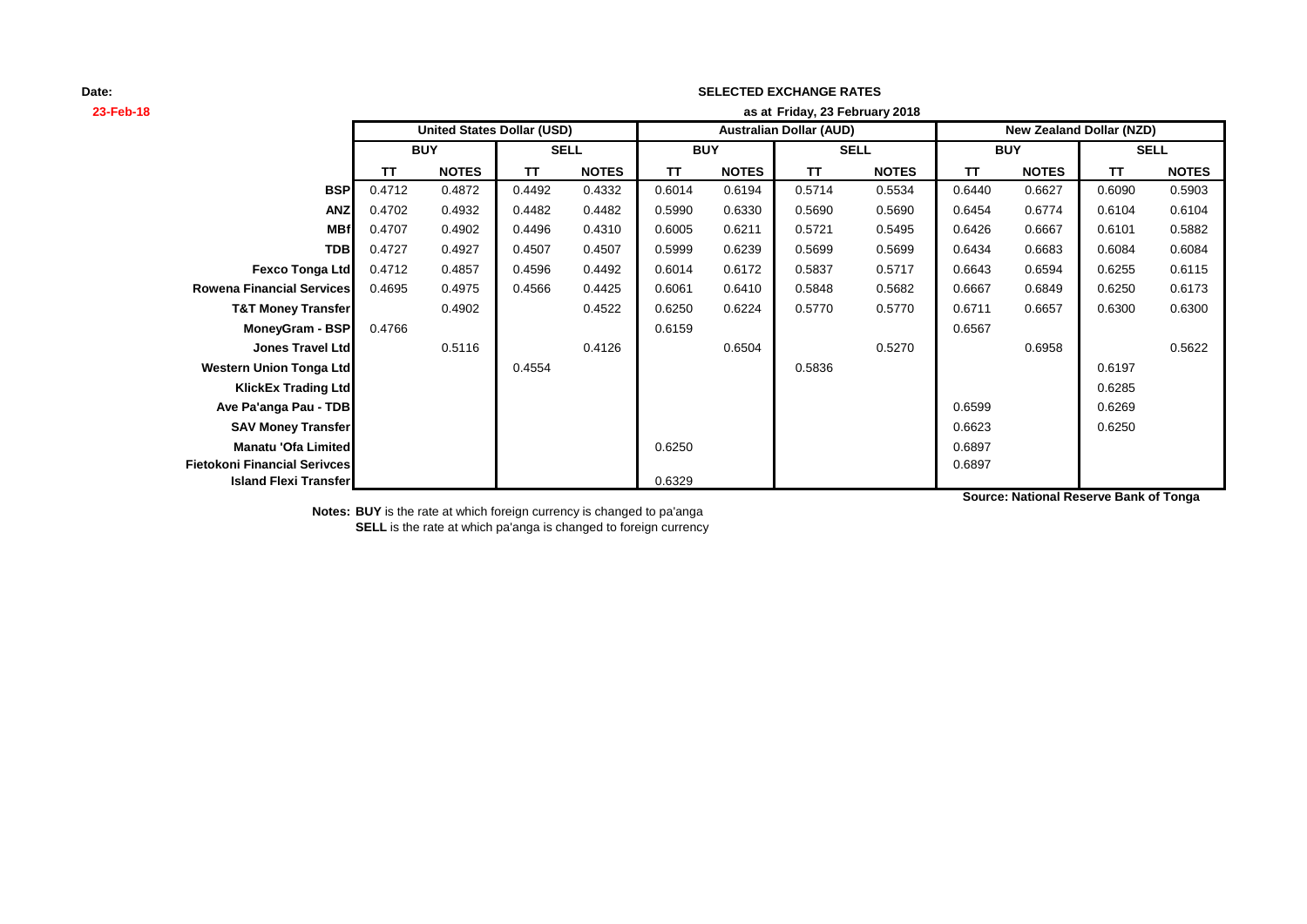**Date:**
**23-Feb-18**

**SELECTED EXCHANGE RATES**

**as at Friday, 23 February 2018**

| | United States Dollar (USD) | | | | Australian Dollar (AUD) | | | | New Zealand Dollar (NZD) | | | |
|---|---|---|---|---|---|---|---|---|---|---|---|---|
| | BUY | | SELL | | BUY | | SELL | | BUY | | SELL | |
| | TT | NOTES | TT | NOTES | TT | NOTES | TT | NOTES | TT | NOTES | TT | NOTES |
| **BSP** | 0.4712 | 0.4872 | 0.4492 | 0.4332 | 0.6014 | 0.6194 | 0.5714 | 0.5534 | 0.6440 | 0.6627 | 0.6090 | 0.5903 |
| **ANZ** | 0.4702 | 0.4932 | 0.4482 | 0.4482 | 0.5990 | 0.6330 | 0.5690 | 0.5690 | 0.6454 | 0.6774 | 0.6104 | 0.6104 |
| **MBf** | 0.4707 | 0.4902 | 0.4496 | 0.4310 | 0.6005 | 0.6211 | 0.5721 | 0.5495 | 0.6426 | 0.6667 | 0.6101 | 0.5882 |
| **TDB** | 0.4727 | 0.4927 | 0.4507 | 0.4507 | 0.5999 | 0.6239 | 0.5699 | 0.5699 | 0.6434 | 0.6683 | 0.6084 | 0.6084 |
| **Fexco Tonga Ltd** | 0.4712 | 0.4857 | 0.4596 | 0.4492 | 0.6014 | 0.6172 | 0.5837 | 0.5717 | 0.6643 | 0.6594 | 0.6255 | 0.6115 |
| **Rowena Financial Services** | 0.4695 | 0.4975 | 0.4566 | 0.4425 | 0.6061 | 0.6410 | 0.5848 | 0.5682 | 0.6667 | 0.6849 | 0.6250 | 0.6173 |
| **T&T Money Transfer** | | 0.4902 | | 0.4522 | 0.6250 | 0.6224 | 0.5770 | 0.5770 | 0.6711 | 0.6657 | 0.6300 | 0.6300 |
| **MoneyGram - BSP** | 0.4766 | | | | 0.6159 | | | | 0.6567 | | | |
| **Jones Travel Ltd** | | 0.5116 | | 0.4126 | | 0.6504 | | 0.5270 | | 0.6958 | | 0.5622 |
| **Western Union Tonga Ltd** | | | 0.4554 | | | | 0.5836 | | | | 0.6197 | |
| **KlickEx Trading Ltd** | | | | | | | | | | | 0.6285 | |
| **Ave Pa'anga Pau - TDB** | | | | | | | | | 0.6599 | | 0.6269 | |
| **SAV Money Transfer** | | | | | | | | | 0.6623 | | 0.6250 | |
| **Manatu 'Ofa Limited** | | | | | 0.6250 | | | | 0.6897 | | | |
| **Fietokoni Financial Serivces** | | | | | | | | | 0.6897 | | | |
| **Island Flexi Transfer** | | | | | 0.6329 | | | | | | | |

**Source: National Reserve Bank of Tonga**

**Notes: BUY** is the rate at which foreign currency is changed to pa'anga
**SELL** is the rate at which pa'anga is changed to foreign currency